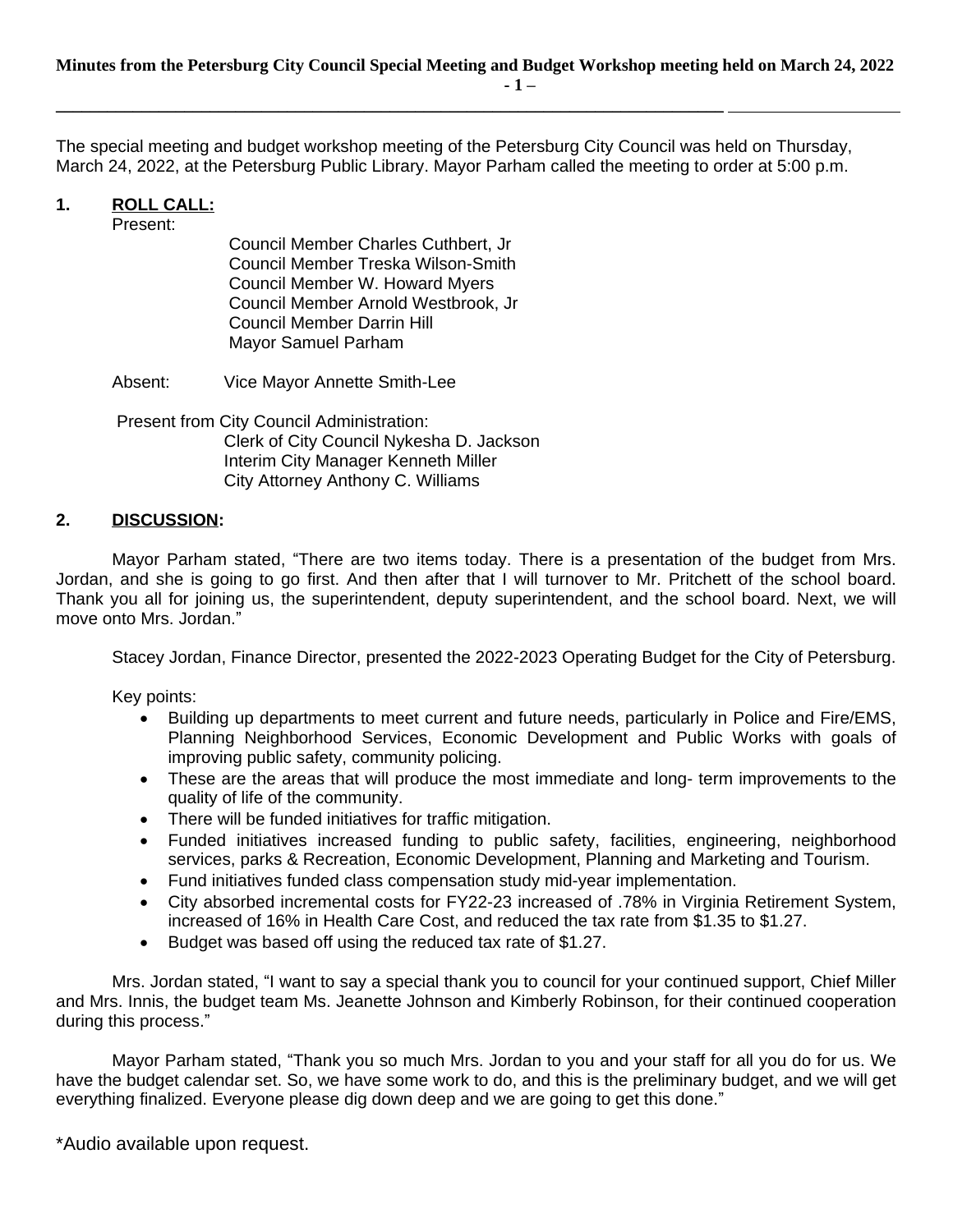**Minutes from the Petersburg City Council Special Meeting and Budget Workshop meeting held on March 24, 2022**

The special meeting and budget workshop meeting of the Petersburg City Council was held on Thursday, March 24, 2022, at the Petersburg Public Library. Mayor Parham called the meeting to order at 5:00 p.m.

**1. ROLL CALL:**

Present:

Council Member Charles Cuthbert, Jr
Council Member Treska Wilson-Smith
Council Member W. Howard Myers
Council Member Arnold Westbrook, Jr
Council Member Darrin Hill
Mayor Samuel Parham

Absent: Vice Mayor Annette Smith-Lee

Present from City Council Administration:

Clerk of City Council Nykesha D. Jackson
Interim City Manager Kenneth Miller
City Attorney Anthony C. Williams

**2. DISCUSSION:**

Mayor Parham stated, "There are two items today. There is a presentation of the budget from Mrs. Jordan, and she is going to go first. And then after that I will turnover to Mr. Pritchett of the school board. Thank you all for joining us, the superintendent, deputy superintendent, and the school board. Next, we will move onto Mrs. Jordan."

Stacey Jordan, Finance Director, presented the 2022-2023 Operating Budget for the City of Petersburg.

Key points:

- Building up departments to meet current and future needs, particularly in Police and Fire/EMS, Planning Neighborhood Services, Economic Development and Public Works with goals of improving public safety, community policing.
- These are the areas that will produce the most immediate and long- term improvements to the quality of life of the community.
- There will be funded initiatives for traffic mitigation.
- Funded initiatives increased funding to public safety, facilities, engineering, neighborhood services, parks & Recreation, Economic Development, Planning and Marketing and Tourism.
- Fund initiatives funded class compensation study mid-year implementation.
- City absorbed incremental costs for FY22-23 increased of .78% in Virginia Retirement System, increased of 16% in Health Care Cost, and reduced the tax rate from $1.35 to $1.27.
- Budget was based off using the reduced tax rate of $1.27.

Mrs. Jordan stated, "I want to say a special thank you to council for your continued support, Chief Miller and Mrs. Innis, the budget team Ms. Jeanette Johnson and Kimberly Robinson, for their continued cooperation during this process."

Mayor Parham stated, "Thank you so much Mrs. Jordan to you and your staff for all you do for us. We have the budget calendar set. So, we have some work to do, and this is the preliminary budget, and we will get everything finalized. Everyone please dig down deep and we are going to get this done."

*Audio available upon request.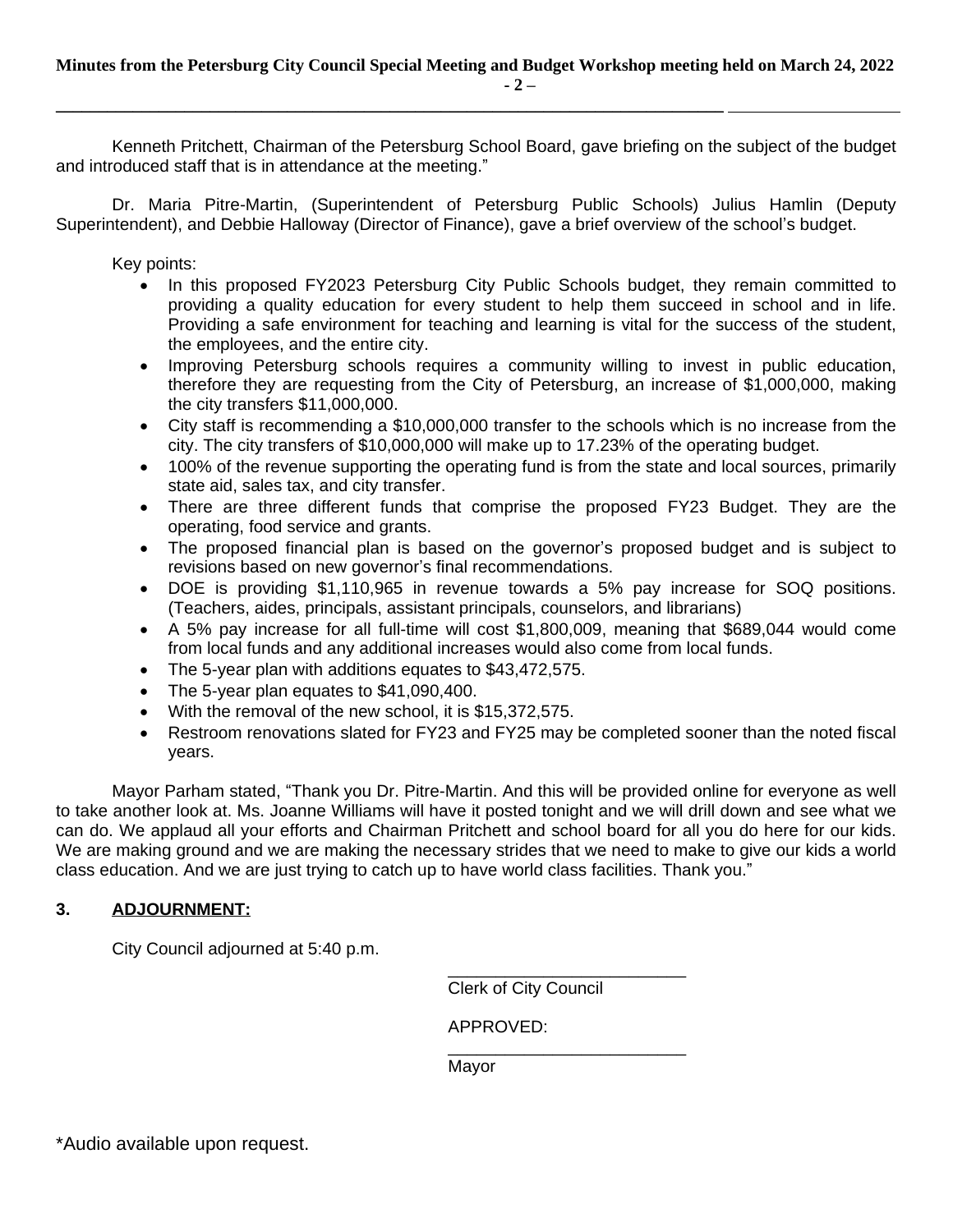Kenneth Pritchett, Chairman of the Petersburg School Board, gave briefing on the subject of the budget and introduced staff that is in attendance at the meeting."

Dr. Maria Pitre-Martin, (Superintendent of Petersburg Public Schools) Julius Hamlin (Deputy Superintendent), and Debbie Halloway (Director of Finance), gave a brief overview of the school's budget.

Key points:

- In this proposed FY2023 Petersburg City Public Schools budget, they remain committed to providing a quality education for every student to help them succeed in school and in life. Providing a safe environment for teaching and learning is vital for the success of the student, the employees, and the entire city.
- Improving Petersburg schools requires a community willing to invest in public education, therefore they are requesting from the City of Petersburg, an increase of $1,000,000, making the city transfers $11,000,000.
- City staff is recommending a $10,000,000 transfer to the schools which is no increase from the city. The city transfers of $10,000,000 will make up to 17.23% of the operating budget.
- 100% of the revenue supporting the operating fund is from the state and local sources, primarily state aid, sales tax, and city transfer.
- There are three different funds that comprise the proposed FY23 Budget. They are the operating, food service and grants.
- The proposed financial plan is based on the governor's proposed budget and is subject to revisions based on new governor's final recommendations.
- DOE is providing $1,110,965 in revenue towards a 5% pay increase for SOQ positions. (Teachers, aides, principals, assistant principals, counselors, and librarians)
- A 5% pay increase for all full-time will cost $1,800,009, meaning that $689,044 would come from local funds and any additional increases would also come from local funds.
- The 5-year plan with additions equates to $43,472,575.
- The 5-year plan equates to $41,090,400.
- With the removal of the new school, it is $15,372,575.
- Restroom renovations slated for FY23 and FY25 may be completed sooner than the noted fiscal years.

Mayor Parham stated, "Thank you Dr. Pitre-Martin. And this will be provided online for everyone as well to take another look at. Ms. Joanne Williams will have it posted tonight and we will drill down and see what we can do. We applaud all your efforts and Chairman Pritchett and school board for all you do here for our kids. We are making ground and we are making the necessary strides that we need to make to give our kids a world class education. And we are just trying to catch up to have world class facilities. Thank you."

**3. ADJOURNMENT:**

City Council adjourned at 5:40 p.m.

\_\_\_\_\_\_\_\_\_\_\_\_\_\_\_\_\_\_\_\_\_\_\_\_\_
Clerk of City Council

APPROVED:

\_\_\_\_\_\_\_\_\_\_\_\_\_\_\_\_\_\_\_\_\_\_\_\_\_
Mayor

*Audio available upon request.